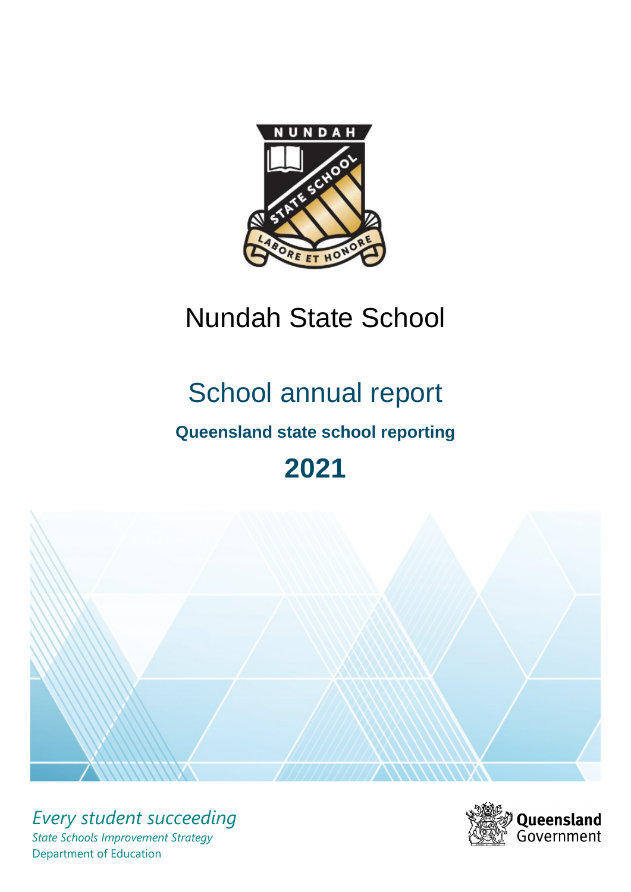# Nundah State School

## School annual report

**Queensland state school reporting**

# 2021

*Every student succeeding*

*State Schools Improvement Strategy*

Department of Education

Queensland Government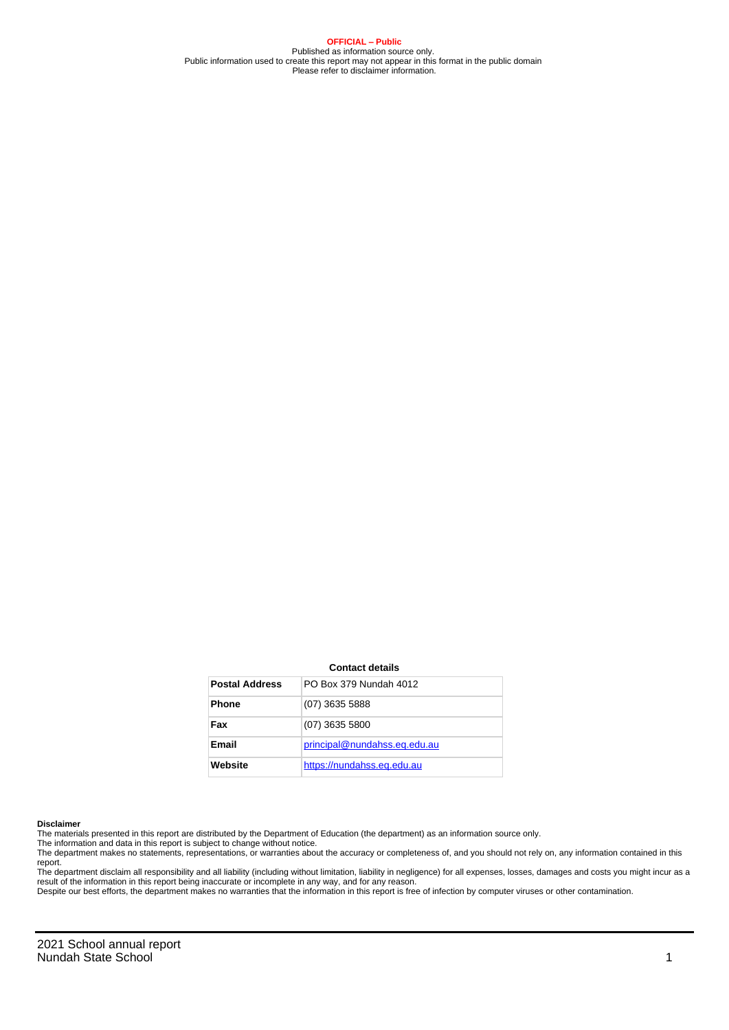**OFFICIAL – Public**
Published as information source only.
Public information used to create this report may not appear in this format in the public domain
Please refer to disclaimer information.

**Contact details**

| | |
|---|---|
| **Postal Address** | PO Box 379 Nundah 4012 |
| **Phone** | (07) 3635 5888 |
| **Fax** | (07) 3635 5800 |
| **Email** | principal@nundahss.eq.edu.au |
| **Website** | https://nundahss.eq.edu.au |

**Disclaimer**

The materials presented in this report are distributed by the Department of Education (the department) as an information source only.

The information and data in this report is subject to change without notice.

The department makes no statements, representations, or warranties about the accuracy or completeness of, and you should not rely on, any information contained in this report.

The department disclaim all responsibility and all liability (including without limitation, liability in negligence) for all expenses, losses, damages and costs you might incur as a result of the information in this report being inaccurate or incomplete in any way, and for any reason.

Despite our best efforts, the department makes no warranties that the information in this report is free of infection by computer viruses or other contamination.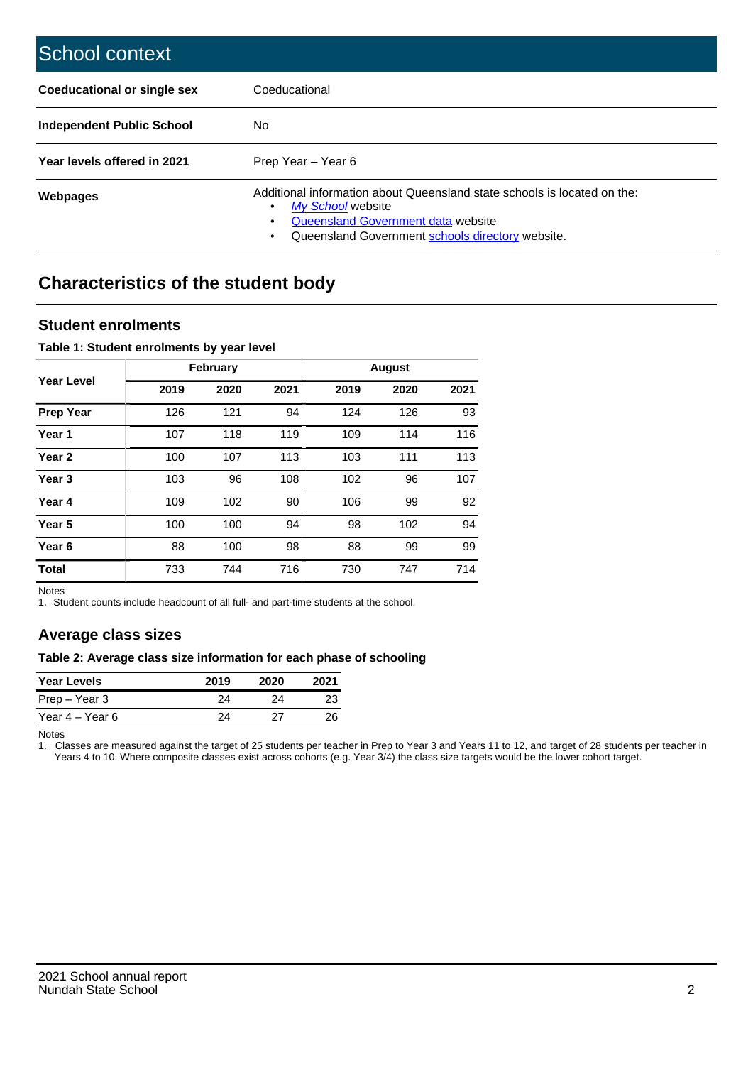# School context

| | |
|---|---|
| **Coeducational or single sex** | Coeducational |
| **Independent Public School** | No |
| **Year levels offered in 2021** | Prep Year – Year 6 |
| **Webpages** | Additional information about Queensland state schools is located on the: • *My School* website • Queensland Government data website • Queensland Government schools directory website. |

## Characteristics of the student body

### Student enrolments

**Table 1: Student enrolments by year level**

| Year Level | February | | | August | | |
|---|---|---|---|---|---|---|
| | 2019 | 2020 | 2021 | 2019 | 2020 | 2021 |
| **Prep Year** | 126 | 121 | 94 | 124 | 126 | 93 |
| **Year 1** | 107 | 118 | 119 | 109 | 114 | 116 |
| **Year 2** | 100 | 107 | 113 | 103 | 111 | 113 |
| **Year 3** | 103 | 96 | 108 | 102 | 96 | 107 |
| **Year 4** | 109 | 102 | 90 | 106 | 99 | 92 |
| **Year 5** | 100 | 100 | 94 | 98 | 102 | 94 |
| **Year 6** | 88 | 100 | 98 | 88 | 99 | 99 |
| **Total** | 733 | 744 | 716 | 730 | 747 | 714 |

Notes

1. Student counts include headcount of all full- and part-time students at the school.

### Average class sizes

**Table 2: Average class size information for each phase of schooling**

| Year Levels | 2019 | 2020 | 2021 |
|---|---|---|---|
| Prep – Year 3 | 24 | 24 | 23 |
| Year 4 – Year 6 | 24 | 27 | 26 |

Notes

1. Classes are measured against the target of 25 students per teacher in Prep to Year 3 and Years 11 to 12, and target of 28 students per teacher in Years 4 to 10. Where composite classes exist across cohorts (e.g. Year 3/4) the class size targets would be the lower cohort target.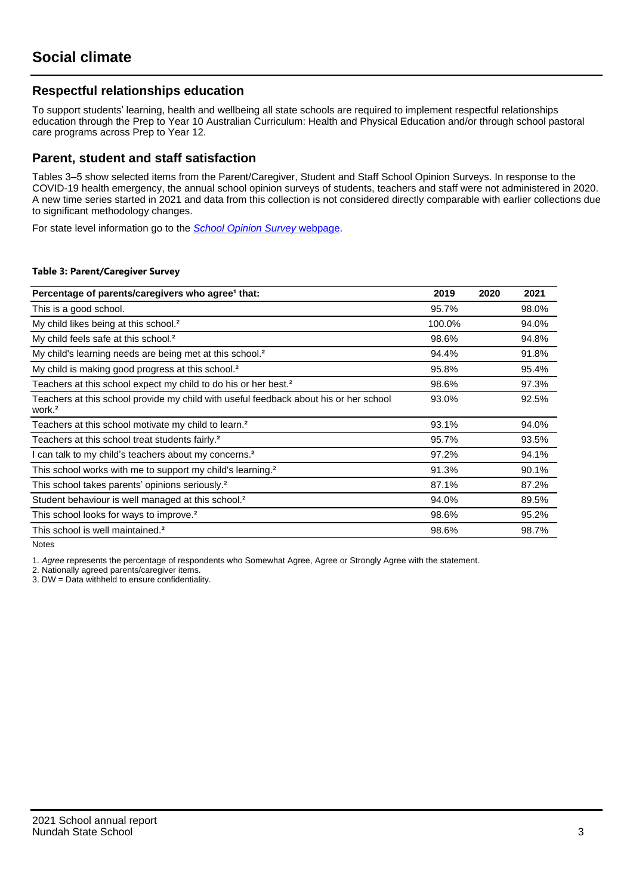# Social climate

## Respectful relationships education

To support students' learning, health and wellbeing all state schools are required to implement respectful relationships education through the Prep to Year 10 Australian Curriculum: Health and Physical Education and/or through school pastoral care programs across Prep to Year 12.

## Parent, student and staff satisfaction

Tables 3–5 show selected items from the Parent/Caregiver, Student and Staff School Opinion Surveys. In response to the COVID-19 health emergency, the annual school opinion surveys of students, teachers and staff were not administered in 2020. A new time series started in 2021 and data from this collection is not considered directly comparable with earlier collections due to significant methodology changes.

For state level information go to the *School Opinion Survey* webpage.

**Table 3: Parent/Caregiver Survey**

| Percentage of parents/caregivers who agree[1] that: | 2019 | 2020 | 2021 |
|---|---|---|---|
| This is a good school. | 95.7% | | 98.0% |
| My child likes being at this school.[2] | 100.0% | | 94.0% |
| My child feels safe at this school.[2] | 98.6% | | 94.8% |
| My child's learning needs are being met at this school.[2] | 94.4% | | 91.8% |
| My child is making good progress at this school.[2] | 95.8% | | 95.4% |
| Teachers at this school expect my child to do his or her best.[2] | 98.6% | | 97.3% |
| Teachers at this school provide my child with useful feedback about his or her school work.[2] | 93.0% | | 92.5% |
| Teachers at this school motivate my child to learn.[2] | 93.1% | | 94.0% |
| Teachers at this school treat students fairly.[2] | 95.7% | | 93.5% |
| I can talk to my child's teachers about my concerns.[2] | 97.2% | | 94.1% |
| This school works with me to support my child's learning.[2] | 91.3% | | 90.1% |
| This school takes parents' opinions seriously.[2] | 87.1% | | 87.2% |
| Student behaviour is well managed at this school.[2] | 94.0% | | 89.5% |
| This school looks for ways to improve.[2] | 98.6% | | 95.2% |
| This school is well maintained.[2] | 98.6% | | 98.7% |

Notes

1. *Agree* represents the percentage of respondents who Somewhat Agree, Agree or Strongly Agree with the statement.
2. Nationally agreed parents/caregiver items.
3. DW = Data withheld to ensure confidentiality.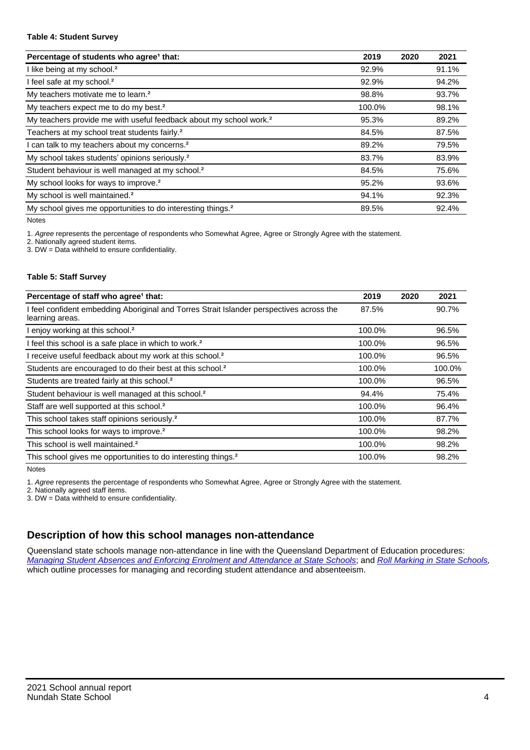#### Table 4: Student Survey

| Percentage of students who agree[1] that: | 2019 | 2020 | 2021 |
|---|---|---|---|
| I like being at my school.[2] | 92.9% | | 91.1% |
| I feel safe at my school.[2] | 92.9% | | 94.2% |
| My teachers motivate me to learn.[2] | 98.8% | | 93.7% |
| My teachers expect me to do my best.[2] | 100.0% | | 98.1% |
| My teachers provide me with useful feedback about my school work.[2] | 95.3% | | 89.2% |
| Teachers at my school treat students fairly.[2] | 84.5% | | 87.5% |
| I can talk to my teachers about my concerns.[2] | 89.2% | | 79.5% |
| My school takes students' opinions seriously.[2] | 83.7% | | 83.9% |
| Student behaviour is well managed at my school.[2] | 84.5% | | 75.6% |
| My school looks for ways to improve.[2] | 95.2% | | 93.6% |
| My school is well maintained.[2] | 94.1% | | 92.3% |
| My school gives me opportunities to do interesting things.[2] | 89.5% | | 92.4% |

Notes

1. *Agree* represents the percentage of respondents who Somewhat Agree, Agree or Strongly Agree with the statement.
2. Nationally agreed student items.
3. DW = Data withheld to ensure confidentiality.

#### Table 5: Staff Survey

| Percentage of staff who agree[1] that: | 2019 | 2020 | 2021 |
|---|---|---|---|
| I feel confident embedding Aboriginal and Torres Strait Islander perspectives across the learning areas. | 87.5% | | 90.7% |
| I enjoy working at this school.[2] | 100.0% | | 96.5% |
| I feel this school is a safe place in which to work.[2] | 100.0% | | 96.5% |
| I receive useful feedback about my work at this school.[2] | 100.0% | | 96.5% |
| Students are encouraged to do their best at this school.[2] | 100.0% | | 100.0% |
| Students are treated fairly at this school.[2] | 100.0% | | 96.5% |
| Student behaviour is well managed at this school.[2] | 94.4% | | 75.4% |
| Staff are well supported at this school.[2] | 100.0% | | 96.4% |
| This school takes staff opinions seriously.[2] | 100.0% | | 87.7% |
| This school looks for ways to improve.[2] | 100.0% | | 98.2% |
| This school is well maintained.[2] | 100.0% | | 98.2% |
| This school gives me opportunities to do interesting things.[2] | 100.0% | | 98.2% |

Notes

1. *Agree* represents the percentage of respondents who Somewhat Agree, Agree or Strongly Agree with the statement.
2. Nationally agreed staff items.
3. DW = Data withheld to ensure confidentiality.

## Description of how this school manages non-attendance

Queensland state schools manage non-attendance in line with the Queensland Department of Education procedures: *Managing Student Absences and Enforcing Enrolment and Attendance at State Schools*; and *Roll Marking in State Schools*, which outline processes for managing and recording student attendance and absenteeism.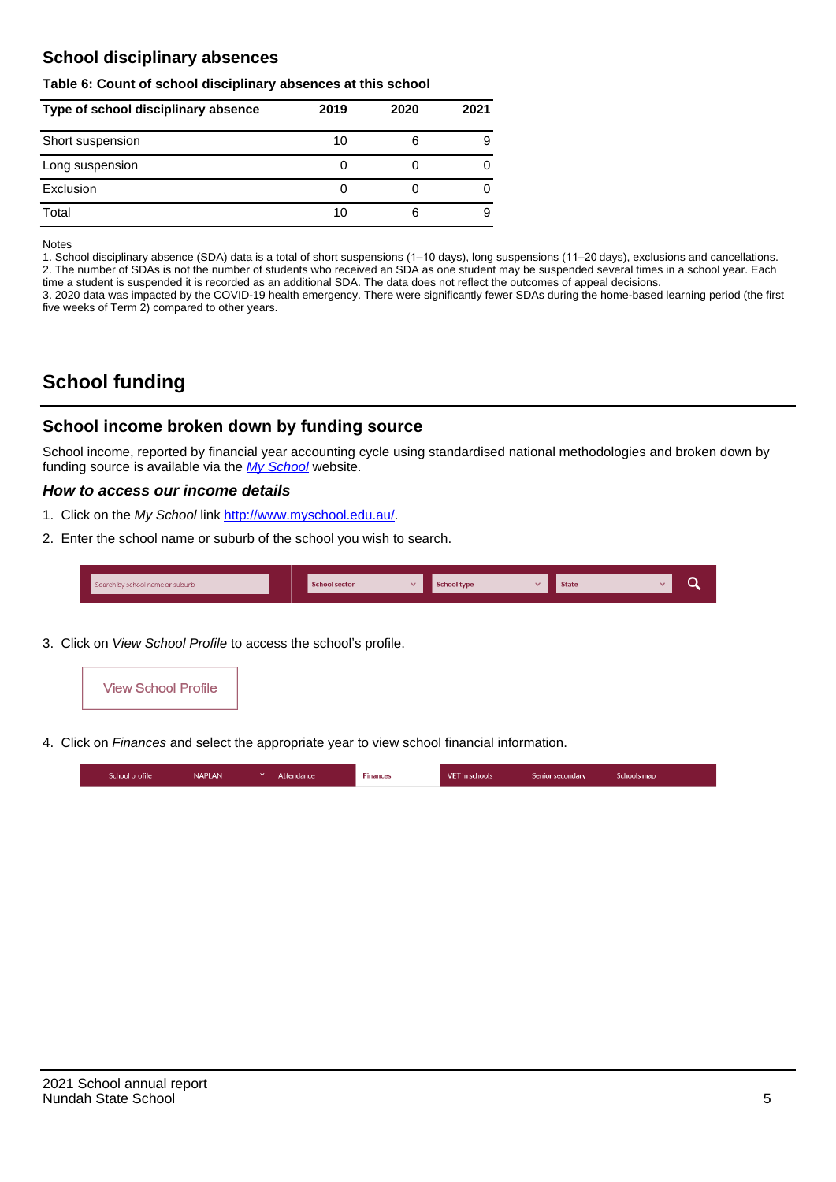## School disciplinary absences

**Table 6: Count of school disciplinary absences at this school**

| Type of school disciplinary absence | 2019 | 2020 | 2021 |
|---|---|---|---|
| Short suspension | 10 | 6 | 9 |
| Long suspension | 0 | 0 | 0 |
| Exclusion | 0 | 0 | 0 |
| Total | 10 | 6 | 9 |

Notes

1. School disciplinary absence (SDA) data is a total of short suspensions (1–10 days), long suspensions (11–20 days), exclusions and cancellations.
2. The number of SDAs is not the number of students who received an SDA as one student may be suspended several times in a school year. Each time a student is suspended it is recorded as an additional SDA. The data does not reflect the outcomes of appeal decisions.
3. 2020 data was impacted by the COVID-19 health emergency. There were significantly fewer SDAs during the home-based learning period (the first five weeks of Term 2) compared to other years.

# School funding

## School income broken down by funding source

School income, reported by financial year accounting cycle using standardised national methodologies and broken down by funding source is available via the *My School* website.

### *How to access our income details*

1. Click on the *My School* link http://www.myschool.edu.au/.
2. Enter the school name or suburb of the school you wish to search.

Search by school name or suburb | School sector | School type | State

3. Click on *View School Profile* to access the school's profile.

View School Profile

4. Click on *Finances* and select the appropriate year to view school financial information.

School profile | NAPLAN | Attendance | Finances | VET in schools | Senior secondary | Schools map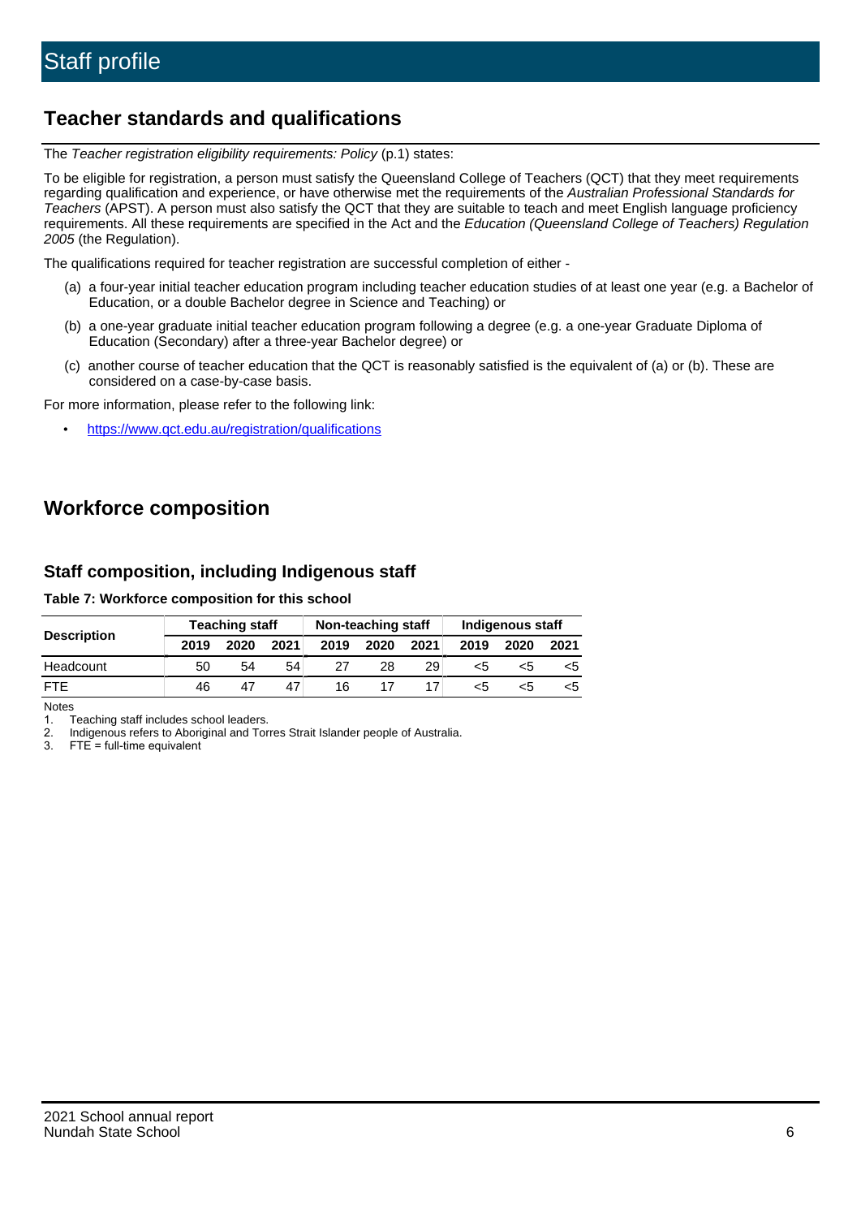# Staff profile

## Teacher standards and qualifications

The *Teacher registration eligibility requirements: Policy* (p.1) states:

To be eligible for registration, a person must satisfy the Queensland College of Teachers (QCT) that they meet requirements regarding qualification and experience, or have otherwise met the requirements of the *Australian Professional Standards for Teachers* (APST). A person must also satisfy the QCT that they are suitable to teach and meet English language proficiency requirements. All these requirements are specified in the Act and the *Education (Queensland College of Teachers) Regulation 2005* (the Regulation).

The qualifications required for teacher registration are successful completion of either -

(a) a four-year initial teacher education program including teacher education studies of at least one year (e.g. a Bachelor of Education, or a double Bachelor degree in Science and Teaching) or

(b) a one-year graduate initial teacher education program following a degree (e.g. a one-year Graduate Diploma of Education (Secondary) after a three-year Bachelor degree) or

(c) another course of teacher education that the QCT is reasonably satisfied is the equivalent of (a) or (b). These are considered on a case-by-case basis.

For more information, please refer to the following link:

- https://www.qct.edu.au/registration/qualifications

## Workforce composition

### Staff composition, including Indigenous staff

**Table 7: Workforce composition for this school**

| Description | Teaching staff | | | Non-teaching staff | | | Indigenous staff | | |
|---|---|---|---|---|---|---|---|---|---|
| | 2019 | 2020 | 2021 | 2019 | 2020 | 2021 | 2019 | 2020 | 2021 |
| Headcount | 50 | 54 | 54 | 27 | 28 | 29 | <5 | <5 | <5 |
| FTE | 46 | 47 | 47 | 16 | 17 | 17 | <5 | <5 | <5 |

Notes

1. Teaching staff includes school leaders.
2. Indigenous refers to Aboriginal and Torres Strait Islander people of Australia.
3. FTE = full-time equivalent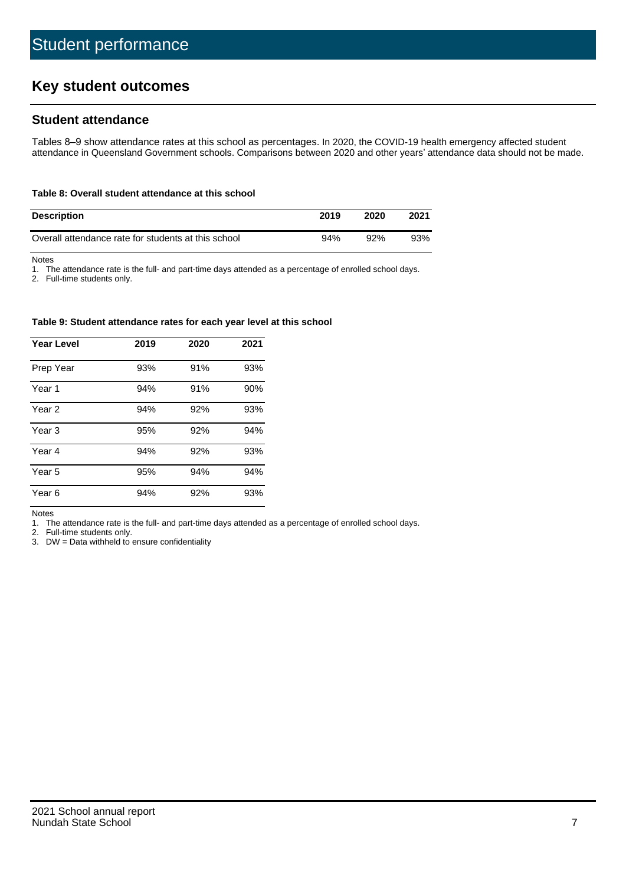# Student performance

## Key student outcomes

### Student attendance

Tables 8–9 show attendance rates at this school as percentages. In 2020, the COVID-19 health emergency affected student attendance in Queensland Government schools. Comparisons between 2020 and other years' attendance data should not be made.

**Table 8: Overall student attendance at this school**

| Description | 2019 | 2020 | 2021 |
|---|---|---|---|
| Overall attendance rate for students at this school | 94% | 92% | 93% |

Notes

1. The attendance rate is the full- and part-time days attended as a percentage of enrolled school days.
2. Full-time students only.

**Table 9: Student attendance rates for each year level at this school**

| Year Level | 2019 | 2020 | 2021 |
|---|---|---|---|
| Prep Year | 93% | 91% | 93% |
| Year 1 | 94% | 91% | 90% |
| Year 2 | 94% | 92% | 93% |
| Year 3 | 95% | 92% | 94% |
| Year 4 | 94% | 92% | 93% |
| Year 5 | 95% | 94% | 94% |
| Year 6 | 94% | 92% | 93% |

Notes

1. The attendance rate is the full- and part-time days attended as a percentage of enrolled school days.
2. Full-time students only.
3. DW = Data withheld to ensure confidentiality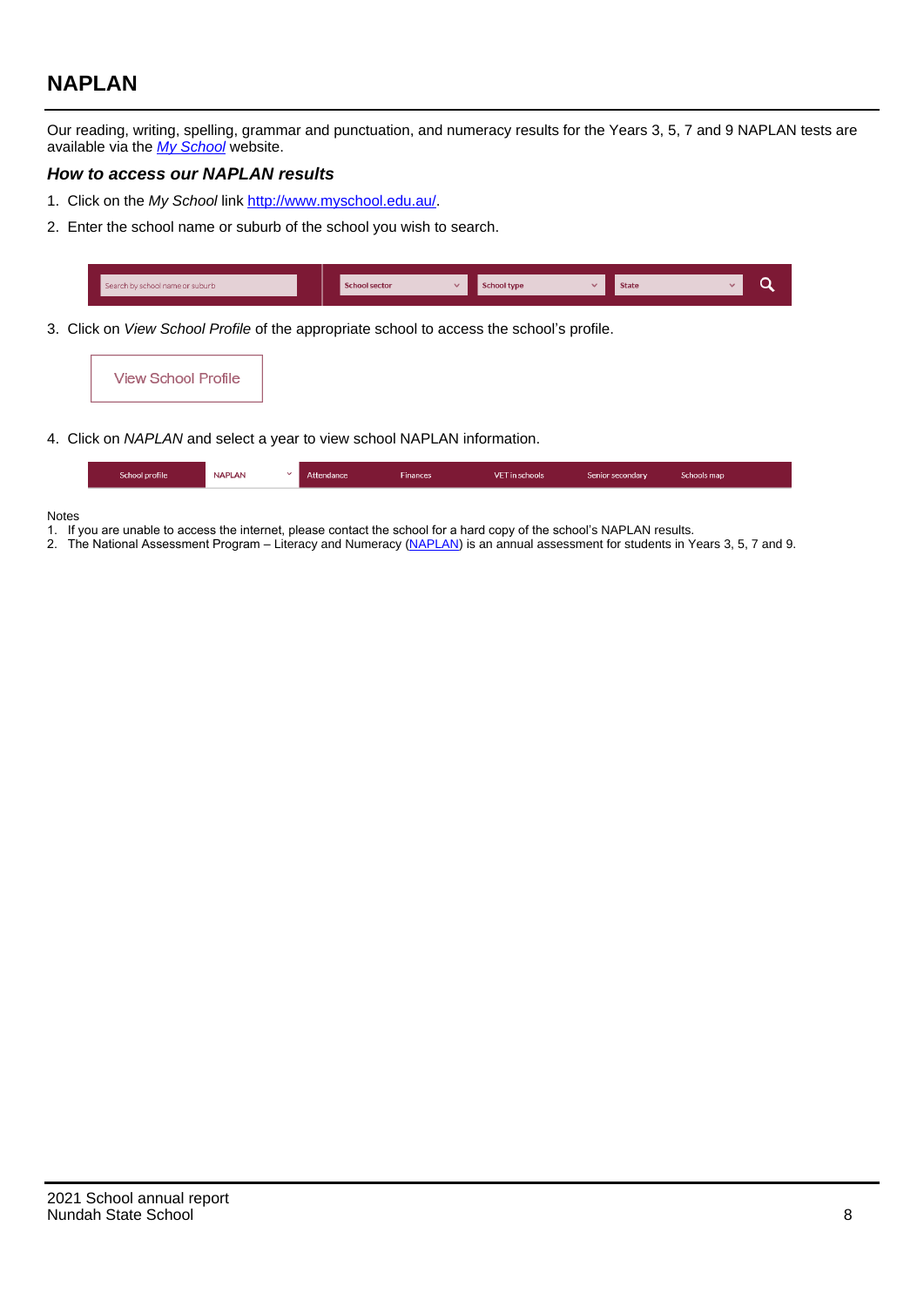## NAPLAN

Our reading, writing, spelling, grammar and punctuation, and numeracy results for the Years 3, 5, 7 and 9 NAPLAN tests are available via the *My School* website.

### *How to access our NAPLAN results*

1. Click on the *My School* link http://www.myschool.edu.au/.
2. Enter the school name or suburb of the school you wish to search.

Search by school name or suburb | School sector | School type | State

3. Click on *View School Profile* of the appropriate school to access the school's profile.

View School Profile

4. Click on *NAPLAN* and select a year to view school NAPLAN information.

School profile | NAPLAN | Attendance | Finances | VET in schools | Senior secondary | Schools map

Notes
1. If you are unable to access the internet, please contact the school for a hard copy of the school's NAPLAN results.
2. The National Assessment Program – Literacy and Numeracy (NAPLAN) is an annual assessment for students in Years 3, 5, 7 and 9.